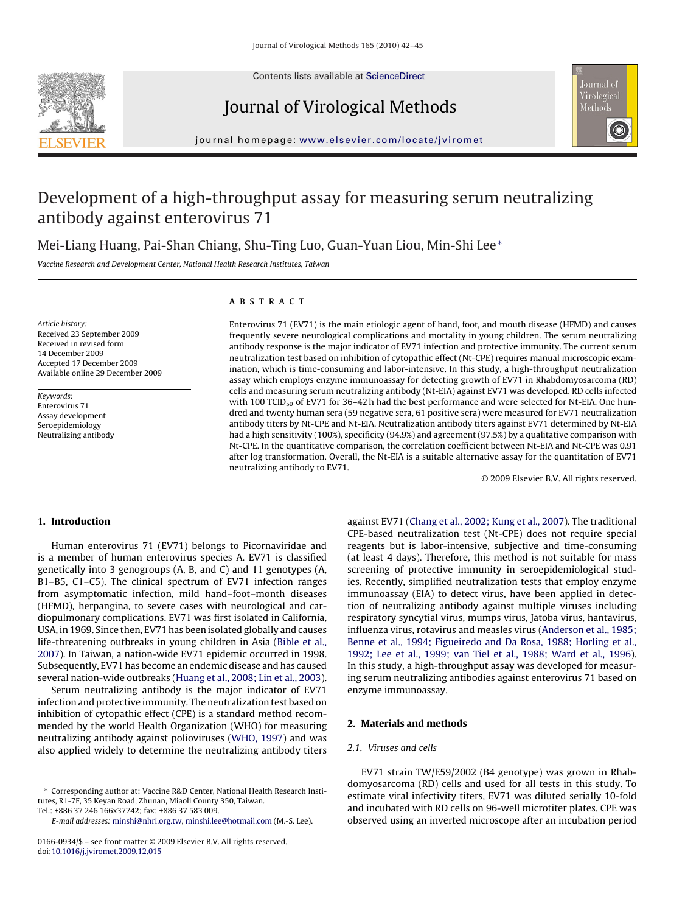# Development of a high-throughput assay for measuring serum neutralizing antibody against enterovirus 71

Mei-Liang Huang, Pai-Shan Chiang, Shu-Ting Luo, Guan-Yuan Liou, Min-Shi Lee*

*Vaccine Research and Development Center, National Health Research Institutes, Taiwan*

*Article history:*
Received 23 September 2009
Received in revised form
14 December 2009
Accepted 17 December 2009
Available online 29 December 2009

*Keywords:*
Enterovirus 71
Assay development
Seroepidemiology
Neutralizing antibody

## ABSTRACT

Enterovirus 71 (EV71) is the main etiologic agent of hand, foot, and mouth disease (HFMD) and causes frequently severe neurological complications and mortality in young children. The serum neutralizing antibody response is the major indicator of EV71 infection and protective immunity. The current serum neutralization test based on inhibition of cytopathic effect (Nt-CPE) requires manual microscopic examination, which is time-consuming and labor-intensive. In this study, a high-throughput neutralization assay which employs enzyme immunoassay for detecting growth of EV71 in Rhabdomyosarcoma (RD) cells and measuring serum neutralizing antibody (Nt-EIA) against EV71 was developed. RD cells infected with 100 $TCID_{50}$ of EV71 for 36–42 h had the best performance and were selected for Nt-EIA. One hundred and twenty human sera (59 negative sera, 61 positive sera) were measured for EV71 neutralization antibody titers by Nt-CPE and Nt-EIA. Neutralization antibody titers against EV71 determined by Nt-EIA had a high sensitivity (100%), specificity (94.9%) and agreement (97.5%) by a qualitative comparison with Nt-CPE. In the quantitative comparison, the correlation coefficient between Nt-EIA and Nt-CPE was 0.91 after log transformation. Overall, the Nt-EIA is a suitable alternative assay for the quantitation of EV71 neutralizing antibody to EV71.

© 2009 Elsevier B.V. All rights reserved.

## 1. Introduction

Human enterovirus 71 (EV71) belongs to Picornaviridae and is a member of human enterovirus species A. EV71 is classified genetically into 3 genogroups (A, B, and C) and 11 genotypes (A, B1–B5, C1–C5). The clinical spectrum of EV71 infection ranges from asymptomatic infection, mild hand–foot–month diseases (HFMD), herpangina, to severe cases with neurological and cardiopulmonary complications. EV71 was first isolated in California, USA, in 1969. Since then, EV71 has been isolated globally and causes life-threatening outbreaks in young children in Asia (Bible et al., 2007). In Taiwan, a nation-wide EV71 epidemic occurred in 1998. Subsequently, EV71 has become an endemic disease and has caused several nation-wide outbreaks (Huang et al., 2008; Lin et al., 2003).

Serum neutralizing antibody is the major indicator of EV71 infection and protective immunity. The neutralization test based on inhibition of cytopathic effect (CPE) is a standard method recommended by the world Health Organization (WHO) for measuring neutralizing antibody against polioviruses (WHO, 1997) and was also applied widely to determine the neutralizing antibody titers against EV71 (Chang et al., 2002; Kung et al., 2007). The traditional CPE-based neutralization test (Nt-CPE) does not require special reagents but is labor-intensive, subjective and time-consuming (at least 4 days). Therefore, this method is not suitable for mass screening of protective immunity in seroepidemiological studies. Recently, simplified neutralization tests that employ enzyme immunoassay (EIA) to detect virus, have been applied in detection of neutralizing antibody against multiple viruses including respiratory syncytial virus, mumps virus, Jatoba virus, hantavirus, influenza virus, rotavirus and measles virus (Anderson et al., 1985; Benne et al., 1994; Figueiredo and Da Rosa, 1988; Horling et al., 1992; Lee et al., 1999; van Tiel et al., 1988; Ward et al., 1996). In this study, a high-throughput assay was developed for measuring serum neutralizing antibodies against enterovirus 71 based on enzyme immunoassay.

## 2. Materials and methods

### 2.1. Viruses and cells

EV71 strain TW/E59/2002 (B4 genotype) was grown in Rhabdomyosarcoma (RD) cells and used for all tests in this study. To estimate viral infectivity titers, EV71 was diluted serially 10-fold and incubated with RD cells on 96-well microtiter plates. CPE was observed using an inverted microscope after an incubation period

---

* Corresponding author at: Vaccine R&D Center, National Health Research Institutes, R1-7F, 35 Keyan Road, Zhunan, Miaoli County 350, Taiwan. Tel.: +886 37 246 166x37742; fax: +886 37 583 009.
E-mail addresses: minshi@nhri.org.tw, minshi.lee@hotmail.com (M.-S. Lee).

0166-0934/$ – see front matter © 2009 Elsevier B.V. All rights reserved.
doi:10.1016/j.jviromet.2009.12.015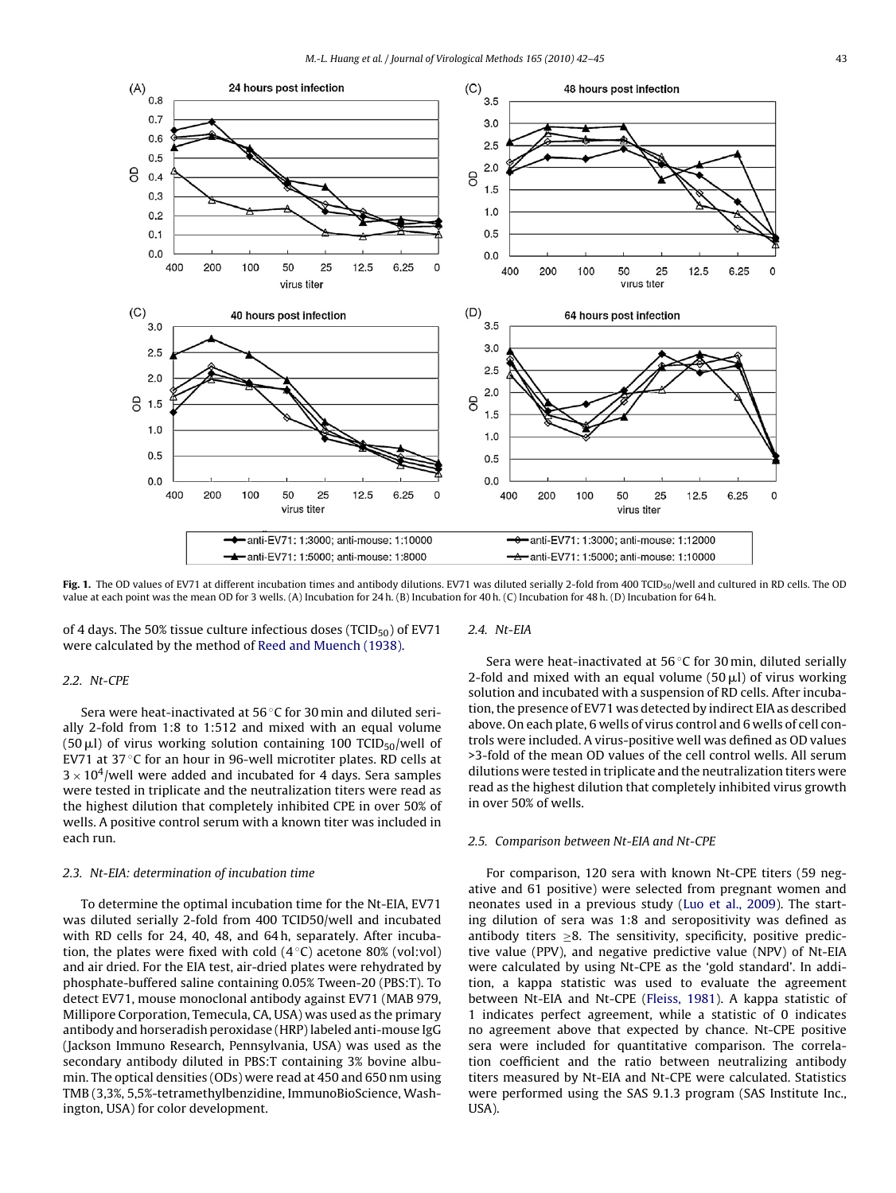Fig. 1. The OD values of EV71 at different incubation times and antibody dilutions. EV71 was diluted serially 2-fold from 400 $TCID_{50}$/well and cultured in RD cells. The OD value at each point was the mean OD for 3 wells. (A) Incubation for 24 h. (B) Incubation for 40 h. (C) Incubation for 48 h. (D) Incubation for 64 h.

of 4 days. The 50% tissue culture infectious doses ($TCID_{50}$) of EV71 were calculated by the method of Reed and Muench (1938).

### 2.2. Nt-CPE

Sera were heat-inactivated at 56 °C for 30 min and diluted serially 2-fold from 1:8 to 1:512 and mixed with an equal volume (50 μl) of virus working solution containing 100 $TCID_{50}$/well of EV71 at 37 °C for an hour in 96-well microtiter plates. RD cells at $3 \times 10^4$/well were added and incubated for 4 days. Sera samples were tested in triplicate and the neutralization titers were read as the highest dilution that completely inhibited CPE in over 50% of wells. A positive control serum with a known titer was included in each run.

### 2.3. Nt-EIA: determination of incubation time

To determine the optimal incubation time for the Nt-EIA, EV71 was diluted serially 2-fold from 400 TCID50/well and incubated with RD cells for 24, 40, 48, and 64 h, separately. After incubation, the plates were fixed with cold (4 °C) acetone 80% (vol:vol) and air dried. For the EIA test, air-dried plates were rehydrated by phosphate-buffered saline containing 0.05% Tween-20 (PBS:T). To detect EV71, mouse monoclonal antibody against EV71 (MAB 979, Millipore Corporation, Temecula, CA, USA) was used as the primary antibody and horseradish peroxidase (HRP) labeled anti-mouse IgG (Jackson Immuno Research, Pennsylvania, USA) was used as the secondary antibody diluted in PBS:T containing 3% bovine albumin. The optical densities (ODs) were read at 450 and 650 nm using TMB (3,3%, 5,5%-tetramethylbenzidine, ImmunoBioScience, Washington, USA) for color development.

### 2.4. Nt-EIA

Sera were heat-inactivated at 56 °C for 30 min, diluted serially 2-fold and mixed with an equal volume (50 μl) of virus working solution and incubated with a suspension of RD cells. After incubation, the presence of EV71 was detected by indirect EIA as described above. On each plate, 6 wells of virus control and 6 wells of cell controls were included. A virus-positive well was defined as OD values >3-fold of the mean OD values of the cell control wells. All serum dilutions were tested in triplicate and the neutralization titers were read as the highest dilution that completely inhibited virus growth in over 50% of wells.

### 2.5. Comparison between Nt-EIA and Nt-CPE

For comparison, 120 sera with known Nt-CPE titers (59 negative and 61 positive) were selected from pregnant women and neonates used in a previous study (Luo et al., 2009). The starting dilution of sera was 1:8 and seropositivity was defined as antibody titers ≥8. The sensitivity, specificity, positive predictive value (PPV), and negative predictive value (NPV) of Nt-EIA were calculated by using Nt-CPE as the 'gold standard'. In addition, a kappa statistic was used to evaluate the agreement between Nt-EIA and Nt-CPE (Fleiss, 1981). A kappa statistic of 1 indicates perfect agreement, while a statistic of 0 indicates no agreement above that expected by chance. Nt-CPE positive sera were included for quantitative comparison. The correlation coefficient and the ratio between neutralizing antibody titers measured by Nt-EIA and Nt-CPE were calculated. Statistics were performed using the SAS 9.1.3 program (SAS Institute Inc., USA).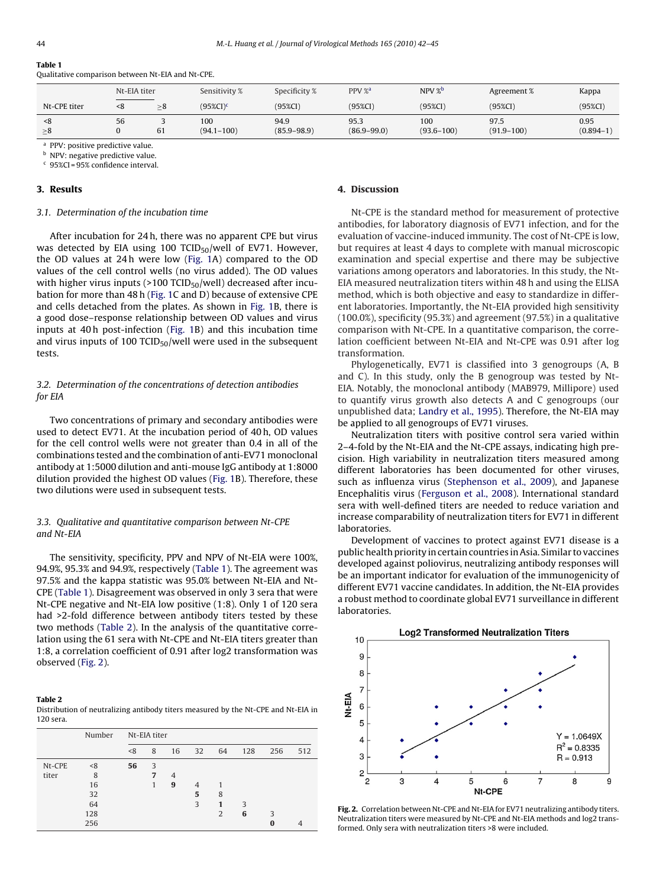**Table 1**
Qualitative comparison between Nt-EIA and Nt-CPE.

| Nt-CPE titer | Nt-EIA titer <8 | Nt-EIA titer ≥8 | Sensitivity % (95%CI)[c] | Specificity % (95%CI) | PPV %[a] (95%CI) | NPV %[b] (95%CI) | Agreement % (95%CI) | Kappa (95%CI) |
|---|---|---|---|---|---|---|---|---|
| <8 | 56 | 3 | 100 (94.1–100) | 94.9 (85.9–98.9) | 95.3 (86.9–99.0) | 100 (93.6–100) | 97.5 (91.9–100) | 0.95 (0.894–1) |
| ≥8 | 0 | 61 | | | | | | |

[a] PPV: positive predictive value.
[b] NPV: negative predictive value.
[c] 95%CI = 95% confidence interval.

## 3. Results

### 3.1. Determination of the incubation time

After incubation for 24 h, there was no apparent CPE but virus was detected by EIA using 100 $TCID_{50}$/well of EV71. However, the OD values at 24 h were low (Fig. 1A) compared to the OD values of the cell control wells (no virus added). The OD values with higher virus inputs (>100 $TCID_{50}$/well) decreased after incubation for more than 48 h (Fig. 1C and D) because of extensive CPE and cells detached from the plates. As shown in Fig. 1B, there is a good dose–response relationship between OD values and virus inputs at 40 h post-infection (Fig. 1B) and this incubation time and virus inputs of 100 $TCID_{50}$/well were used in the subsequent tests.

### 3.2. Determination of the concentrations of detection antibodies for EIA

Two concentrations of primary and secondary antibodies were used to detect EV71. At the incubation period of 40 h, OD values for the cell control wells were not greater than 0.4 in all of the combinations tested and the combination of anti-EV71 monoclonal antibody at 1:5000 dilution and anti-mouse IgG antibody at 1:8000 dilution provided the highest OD values (Fig. 1B). Therefore, these two dilutions were used in subsequent tests.

### 3.3. Qualitative and quantitative comparison between Nt-CPE and Nt-EIA

The sensitivity, specificity, PPV and NPV of Nt-EIA were 100%, 94.9%, 95.3% and 94.9%, respectively (Table 1). The agreement was 97.5% and the kappa statistic was 95.0% between Nt-EIA and Nt-CPE (Table 1). Disagreement was observed in only 3 sera that were Nt-CPE negative and Nt-EIA low positive (1:8). Only 1 of 120 sera had >2-fold difference between antibody titers tested by these two methods (Table 2). In the analysis of the quantitative correlation using the 61 sera with Nt-CPE and Nt-EIA titers greater than 1:8, a correlation coefficient of 0.91 after log2 transformation was observed (Fig. 2).

**Table 2**
Distribution of neutralizing antibody titers measured by the Nt-CPE and Nt-EIA in 120 sera.

| | Number | Nt-EIA titer <8 | 8 | 16 | 32 | 64 | 128 | 256 | 512 |
|---|---|---|---|---|---|---|---|---|---|
| Nt-CPE titer | <8 | **56** | 3 | | | | | | |
| | 8 | | **7** | 4 | | | | | |
| | 16 | | 1 | **9** | 4 | 1 | | | |
| | 32 | | | | **5** | 8 | | | |
| | 64 | | | | 3 | **1** | 3 | | |
| | 128 | | | | | 2 | **6** | 3 | |
| | 256 | | | | | | | **0** | 4 |

## 4. Discussion

Nt-CPE is the standard method for measurement of protective antibodies, for laboratory diagnosis of EV71 infection, and for the evaluation of vaccine-induced immunity. The cost of Nt-CPE is low, but requires at least 4 days to complete with manual microscopic examination and special expertise and there may be subjective variations among operators and laboratories. In this study, the Nt-EIA measured neutralization titers within 48 h and using the ELISA method, which is both objective and easy to standardize in different laboratories. Importantly, the Nt-EIA provided high sensitivity (100.0%), specificity (95.3%) and agreement (97.5%) in a qualitative comparison with Nt-CPE. In a quantitative comparison, the correlation coefficient between Nt-EIA and Nt-CPE was 0.91 after log transformation.

Phylogenetically, EV71 is classified into 3 genogroups (A, B and C). In this study, only the B genogroup was tested by Nt-EIA. Notably, the monoclonal antibody (MAB979, Millipore) used to quantify virus growth also detects A and C genogroups (our unpublished data; Landry et al., 1995). Therefore, the Nt-EIA may be applied to all genogroups of EV71 viruses.

Neutralization titers with positive control sera varied within 2–4-fold by the Nt-EIA and the Nt-CPE assays, indicating high precision. High variability in neutralization titers measured among different laboratories has been documented for other viruses, such as influenza virus (Stephenson et al., 2009), and Japanese Encephalitis virus (Ferguson et al., 2008). International standard sera with well-defined titers are needed to reduce variation and increase comparability of neutralization titers for EV71 in different laboratories.

Development of vaccines to protect against EV71 disease is a public health priority in certain countries in Asia. Similar to vaccines developed against poliovirus, neutralizing antibody responses will be an important indicator for evaluation of the immunogenicity of different EV71 vaccine candidates. In addition, the Nt-EIA provides a robust method to coordinate global EV71 surveillance in different laboratories.

**Fig. 2.** Correlation between Nt-CPE and Nt-EIA for EV71 neutralizing antibody titers. Neutralization titers were measured by Nt-CPE and Nt-EIA methods and log2 transformed. Only sera with neutralization titers >8 were included.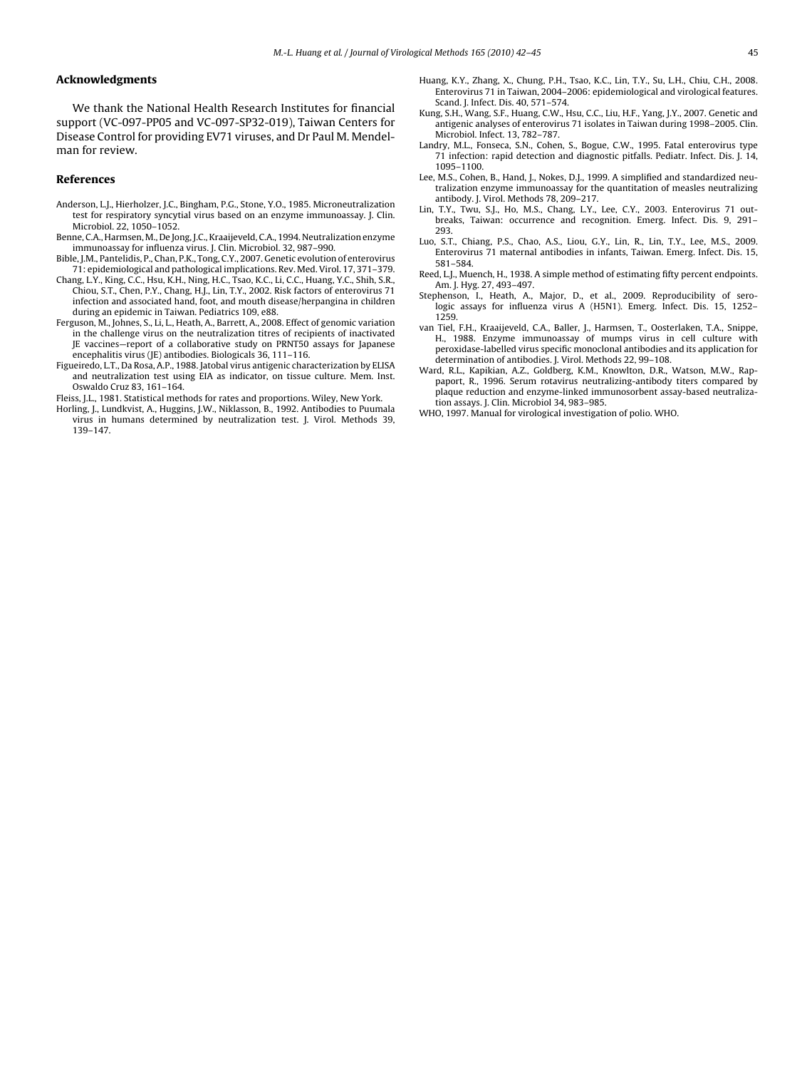## Acknowledgments

We thank the National Health Research Institutes for financial support (VC-097-PP05 and VC-097-SP32-019), Taiwan Centers for Disease Control for providing EV71 viruses, and Dr Paul M. Mendelman for review.

## References

Anderson, L.J., Hierholzer, J.C., Bingham, P.G., Stone, Y.O., 1985. Microneutralization test for respiratory syncytial virus based on an enzyme immunoassay. J. Clin. Microbiol. 22, 1050–1052.

Benne, C.A., Harmsen, M., De Jong, J.C., Kraaijeveld, C.A., 1994. Neutralization enzyme immunoassay for influenza virus. J. Clin. Microbiol. 32, 987–990.

Bible, J.M., Pantelidis, P., Chan, P.K., Tong, C.Y., 2007. Genetic evolution of enterovirus 71: epidemiological and pathological implications. Rev. Med. Virol. 17, 371–379.

Chang, L.Y., King, C.C., Hsu, K.H., Ning, H.C., Tsao, K.C., Li, C.C., Huang, Y.C., Shih, S.R., Chiou, S.T., Chen, P.Y., Chang, H.J., Lin, T.Y., 2002. Risk factors of enterovirus 71 infection and associated hand, foot, and mouth disease/herpangina in children during an epidemic in Taiwan. Pediatrics 109, e88.

Ferguson, M., Johnes, S., Li, L., Heath, A., Barrett, A., 2008. Effect of genomic variation in the challenge virus on the neutralization titres of recipients of inactivated JE vaccines—report of a collaborative study on PRNT50 assays for Japanese encephalitis virus (JE) antibodies. Biologicals 36, 111–116.

Figueiredo, L.T., Da Rosa, A.P., 1988. Jatobal virus antigenic characterization by ELISA and neutralization test using EIA as indicator, on tissue culture. Mem. Inst. Oswaldo Cruz 83, 161–164.

Fleiss, J.L., 1981. Statistical methods for rates and proportions. Wiley, New York.

Horling, J., Lundkvist, A., Huggins, J.W., Niklasson, B., 1992. Antibodies to Puumala virus in humans determined by neutralization test. J. Virol. Methods 39, 139–147.

Huang, K.Y., Zhang, X., Chung, P.H., Tsao, K.C., Lin, T.Y., Su, L.H., Chiu, C.H., 2008. Enterovirus 71 in Taiwan, 2004–2006: epidemiological and virological features. Scand. J. Infect. Dis. 40, 571–574.

Kung, S.H., Wang, S.F., Huang, C.W., Hsu, C.C., Liu, H.F., Yang, J.Y., 2007. Genetic and antigenic analyses of enterovirus 71 isolates in Taiwan during 1998–2005. Clin. Microbiol. Infect. 13, 782–787.

Landry, M.L., Fonseca, S.N., Cohen, S., Bogue, C.W., 1995. Fatal enterovirus type 71 infection: rapid detection and diagnostic pitfalls. Pediatr. Infect. Dis. J. 14, 1095–1100.

Lee, M.S., Cohen, B., Hand, J., Nokes, D.J., 1999. A simplified and standardized neutralization enzyme immunoassay for the quantitation of measles neutralizing antibody. J. Virol. Methods 78, 209–217.

Lin, T.Y., Twu, S.J., Ho, M.S., Chang, L.Y., Lee, C.Y., 2003. Enterovirus 71 outbreaks, Taiwan: occurrence and recognition. Emerg. Infect. Dis. 9, 291–293.

Luo, S.T., Chiang, P.S., Chao, A.S., Liou, G.Y., Lin, R., Lin, T.Y., Lee, M.S., 2009. Enterovirus 71 maternal antibodies in infants, Taiwan. Emerg. Infect. Dis. 15, 581–584.

Reed, L.J., Muench, H., 1938. A simple method of estimating fifty percent endpoints. Am. J. Hyg. 27, 493–497.

Stephenson, I., Heath, A., Major, D., et al., 2009. Reproducibility of serologic assays for influenza virus A (H5N1). Emerg. Infect. Dis. 15, 1252–1259.

van Tiel, F.H., Kraaijeveld, C.A., Baller, J., Harmsen, T., Oosterlaken, T.A., Snippe, H., 1988. Enzyme immunoassay of mumps virus in cell culture with peroxidase-labelled virus specific monoclonal antibodies and its application for determination of antibodies. J. Virol. Methods 22, 99–108.

Ward, R.L., Kapikian, A.Z., Goldberg, K.M., Knowlton, D.R., Watson, M.W., Rappaport, R., 1996. Serum rotavirus neutralizing-antibody titers compared by plaque reduction and enzyme-linked immunosorbent assay-based neutralization assays. J. Clin. Microbiol 34, 983–985.

WHO, 1997. Manual for virological investigation of polio. WHO.